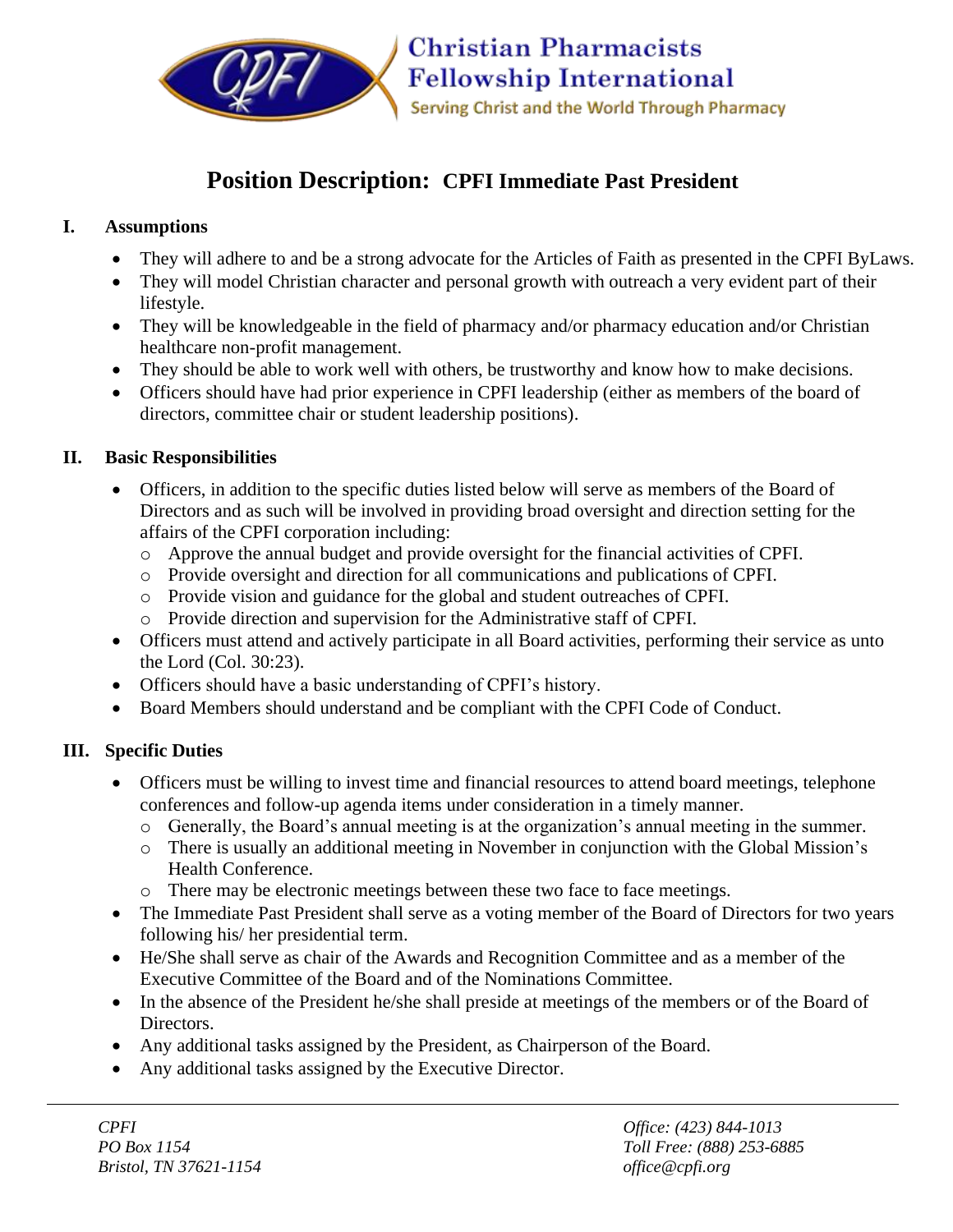**Christian Pharmacists Fellowship International**

Serving Christ and the World Through Pharmacy

# Position Description: CPFI Immediate Past President

## I. Assumptions

- They will adhere to and be a strong advocate for the Articles of Faith as presented in the CPFI ByLaws.
- They will model Christian character and personal growth with outreach a very evident part of their lifestyle.
- They will be knowledgeable in the field of pharmacy and/or pharmacy education and/or Christian healthcare non-profit management.
- They should be able to work well with others, be trustworthy and know how to make decisions.
- Officers should have had prior experience in CPFI leadership (either as members of the board of directors, committee chair or student leadership positions).

## II. Basic Responsibilities

- Officers, in addition to the specific duties listed below will serve as members of the Board of Directors and as such will be involved in providing broad oversight and direction setting for the affairs of the CPFI corporation including:
  - Approve the annual budget and provide oversight for the financial activities of CPFI.
  - Provide oversight and direction for all communications and publications of CPFI.
  - Provide vision and guidance for the global and student outreaches of CPFI.
  - Provide direction and supervision for the Administrative staff of CPFI.
- Officers must attend and actively participate in all Board activities, performing their service as unto the Lord (Col. 30:23).
- Officers should have a basic understanding of CPFI's history.
- Board Members should understand and be compliant with the CPFI Code of Conduct.

## III. Specific Duties

- Officers must be willing to invest time and financial resources to attend board meetings, telephone conferences and follow-up agenda items under consideration in a timely manner.
  - Generally, the Board's annual meeting is at the organization's annual meeting in the summer.
  - There is usually an additional meeting in November in conjunction with the Global Mission's Health Conference.
  - There may be electronic meetings between these two face to face meetings.
- The Immediate Past President shall serve as a voting member of the Board of Directors for two years following his/ her presidential term.
- He/She shall serve as chair of the Awards and Recognition Committee and as a member of the Executive Committee of the Board and of the Nominations Committee.
- In the absence of the President he/she shall preside at meetings of the members or of the Board of Directors.
- Any additional tasks assigned by the President, as Chairperson of the Board.
- Any additional tasks assigned by the Executive Director.

*CPFI*
*PO Box 1154*
*Bristol, TN 37621-1154*

*Office: (423) 844-1013*
*Toll Free: (888) 253-6885*
*office@cpfi.org*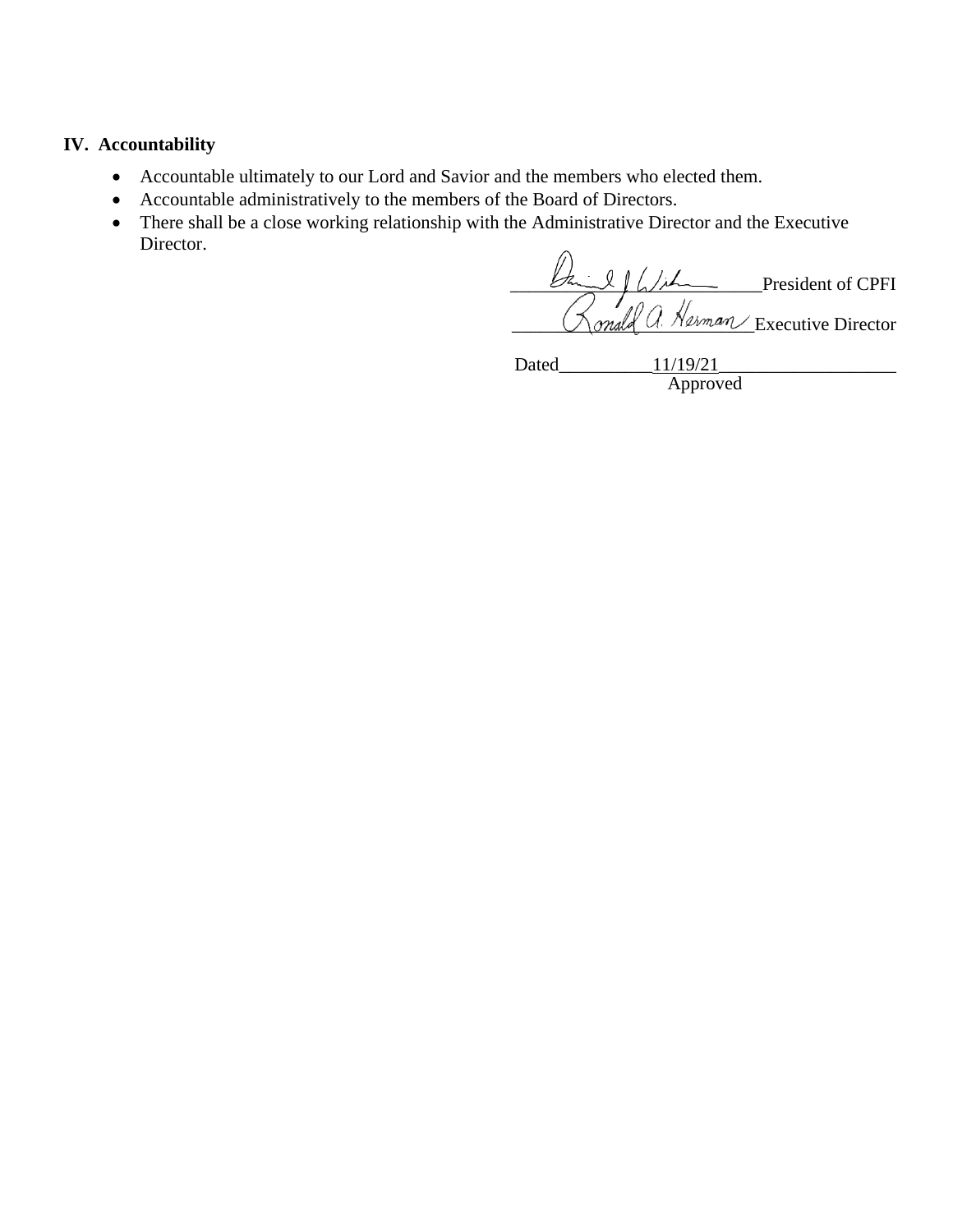## IV. Accountability

- Accountable ultimately to our Lord and Savior and the members who elected them.
- Accountable administratively to the members of the Board of Directors.
- There shall be a close working relationship with the Administrative Director and the Executive Director.

Daniel J Wilson ________ President of CPFI

Ronald A. Herman ________ Executive Director

Dated__________11/19/21___________________
Approved